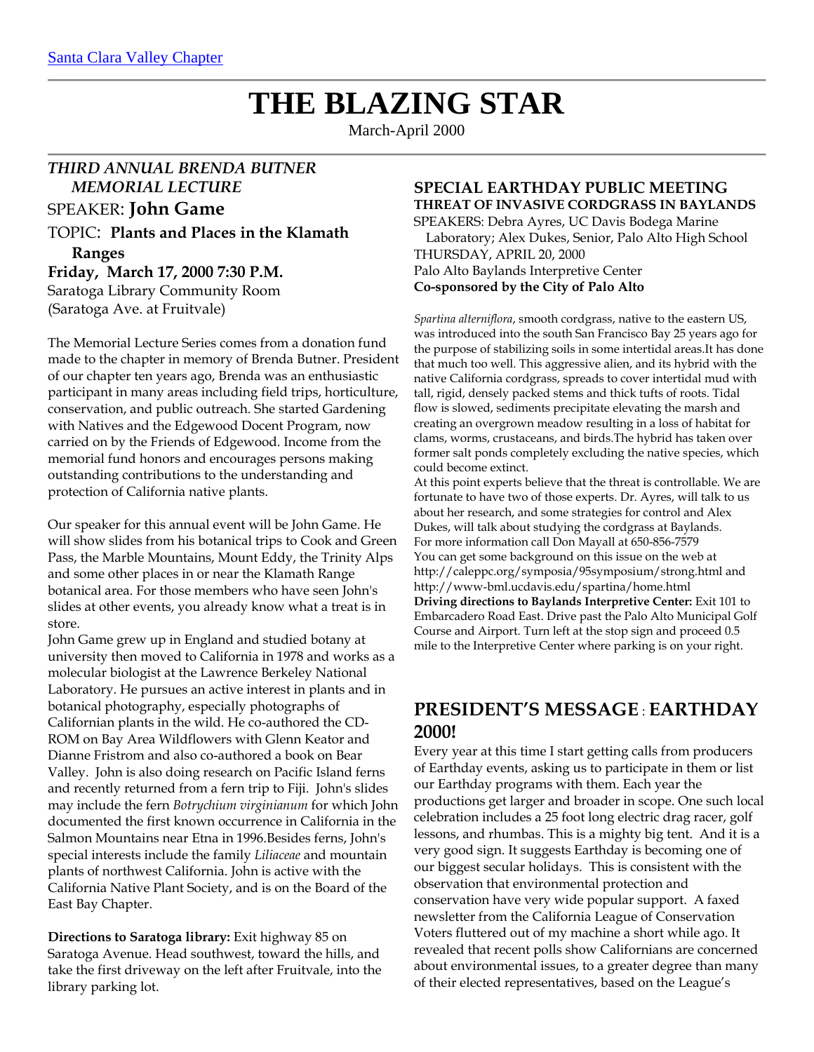[Santa Clara Valley Chapter]

# THE BLAZING STAR

March-April 2000

## *THIRD ANNUAL BRENDA BUTNER MEMORIAL LECTURE*

SPEAKER: **John Game**

TOPIC: **Plants and Places in the Klamath Ranges**

**Friday, March 17, 2000 7:30 P.M.**

Saratoga Library Community Room
(Saratoga Ave. at Fruitvale)

The Memorial Lecture Series comes from a donation fund made to the chapter in memory of Brenda Butner. President of our chapter ten years ago, Brenda was an enthusiastic participant in many areas including field trips, horticulture, conservation, and public outreach. She started Gardening with Natives and the Edgewood Docent Program, now carried on by the Friends of Edgewood. Income from the memorial fund honors and encourages persons making outstanding contributions to the understanding and protection of California native plants.

Our speaker for this annual event will be John Game. He will show slides from his botanical trips to Cook and Green Pass, the Marble Mountains, Mount Eddy, the Trinity Alps and some other places in or near the Klamath Range botanical area. For those members who have seen John's slides at other events, you already know what a treat is in store.

John Game grew up in England and studied botany at university then moved to California in 1978 and works as a molecular biologist at the Lawrence Berkeley National Laboratory. He pursues an active interest in plants and in botanical photography, especially photographs of Californian plants in the wild. He co-authored the CD-ROM on Bay Area Wildflowers with Glenn Keator and Dianne Fristrom and also co-authored a book on Bear Valley. John is also doing research on Pacific Island ferns and recently returned from a fern trip to Fiji. John's slides may include the fern *Botrychium virginianum* for which John documented the first known occurrence in California in the Salmon Mountains near Etna in 1996.Besides ferns, John's special interests include the family *Liliaceae* and mountain plants of northwest California. John is active with the California Native Plant Society, and is on the Board of the East Bay Chapter.

**Directions to Saratoga library:** Exit highway 85 on Saratoga Avenue. Head southwest, toward the hills, and take the first driveway on the left after Fruitvale, into the library parking lot.

## SPECIAL EARTHDAY PUBLIC MEETING

**THREAT OF INVASIVE CORDGRASS IN BAYLANDS**

SPEAKERS: Debra Ayres, UC Davis Bodega Marine Laboratory; Alex Dukes, Senior, Palo Alto High School

THURSDAY, APRIL 20, 2000

Palo Alto Baylands Interpretive Center

**Co-sponsored by the City of Palo Alto**

*Spartina alterniflora*, smooth cordgrass, native to the eastern US, was introduced into the south San Francisco Bay 25 years ago for the purpose of stabilizing soils in some intertidal areas.It has done that much too well. This aggressive alien, and its hybrid with the native California cordgrass, spreads to cover intertidal mud with tall, rigid, densely packed stems and thick tufts of roots. Tidal flow is slowed, sediments precipitate elevating the marsh and creating an overgrown meadow resulting in a loss of habitat for clams, worms, crustaceans, and birds.The hybrid has taken over former salt ponds completely excluding the native species, which could become extinct.

At this point experts believe that the threat is controllable. We are fortunate to have two of those experts. Dr. Ayres, will talk to us about her research, and some strategies for control and Alex Dukes, will talk about studying the cordgrass at Baylands.

For more information call Don Mayall at 650-856-7579

You can get some background on this issue on the web at http://caleppc.org/symposia/95symposium/strong.html and http://www-bml.ucdavis.edu/spartina/home.html

**Driving directions to Baylands Interpretive Center:** Exit 101 to Embarcadero Road East. Drive past the Palo Alto Municipal Golf Course and Airport. Turn left at the stop sign and proceed 0.5 mile to the Interpretive Center where parking is on your right.

## PRESIDENT'S MESSAGE : EARTHDAY 2000!

Every year at this time I start getting calls from producers of Earthday events, asking us to participate in them or list our Earthday programs with them. Each year the productions get larger and broader in scope. One such local celebration includes a 25 foot long electric drag racer, golf lessons, and rhumbas. This is a mighty big tent. And it is a very good sign. It suggests Earthday is becoming one of our biggest secular holidays. This is consistent with the observation that environmental protection and conservation have very wide popular support. A faxed newsletter from the California League of Conservation Voters fluttered out of my machine a short while ago. It revealed that recent polls show Californians are concerned about environmental issues, to a greater degree than many of their elected representatives, based on the League's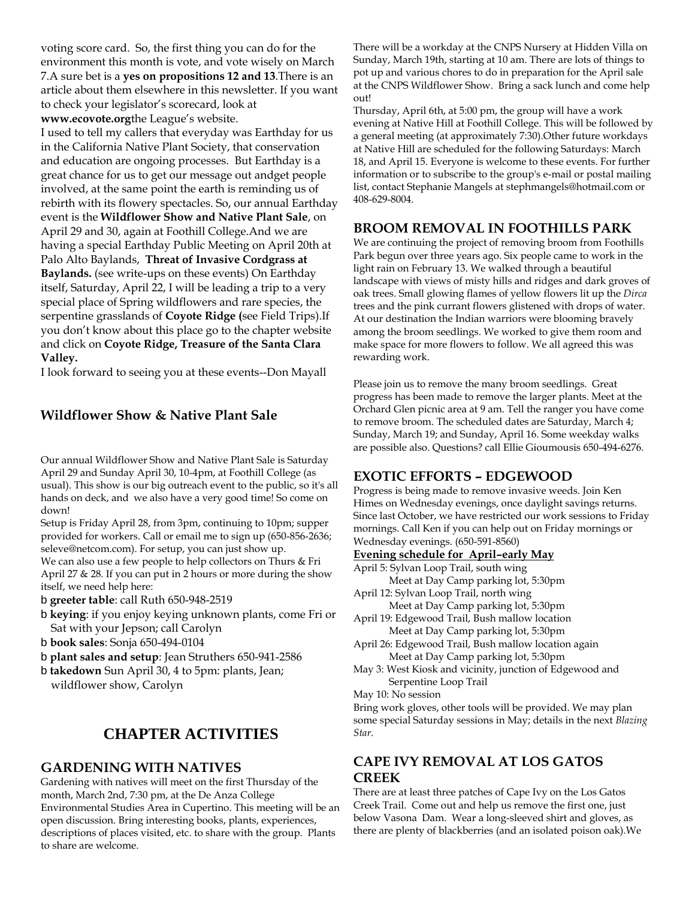voting score card. So, the first thing you can do for the environment this month is vote, and vote wisely on March 7.A sure bet is a **yes on propositions 12 and 13**.There is an article about them elsewhere in this newsletter. If you want to check your legislator's scorecard, look at **www.ecovote.org**the League's website.

I used to tell my callers that everyday was Earthday for us in the California Native Plant Society, that conservation and education are ongoing processes. But Earthday is a great chance for us to get our message out andget people involved, at the same point the earth is reminding us of rebirth with its flowery spectacles. So, our annual Earthday event is the **Wildflower Show and Native Plant Sale**, on April 29 and 30, again at Foothill College.And we are having a special Earthday Public Meeting on April 20th at Palo Alto Baylands, **Threat of Invasive Cordgrass at Baylands.** (see write-ups on these events) On Earthday itself, Saturday, April 22, I will be leading a trip to a very special place of Spring wildflowers and rare species, the serpentine grasslands of **Coyote Ridge (**see Field Trips).If you don't know about this place go to the chapter website and click on **Coyote Ridge, Treasure of the Santa Clara Valley.**

I look forward to seeing you at these events--Don Mayall

### Wildflower Show & Native Plant Sale

Our annual Wildflower Show and Native Plant Sale is Saturday April 29 and Sunday April 30, 10-4pm, at Foothill College (as usual). This show is our big outreach event to the public, so it's all hands on deck, and we also have a very good time! So come on down!

Setup is Friday April 28, from 3pm, continuing to 10pm; supper provided for workers. Call or email me to sign up (650-856-2636; seleve@netcom.com). For setup, you can just show up.

We can also use a few people to help collectors on Thurs & Fri April 27 & 28. If you can put in 2 hours or more during the show itself, we need help here:

- **greeter table**: call Ruth 650-948-2519
- **keying**: if you enjoy keying unknown plants, come Fri or Sat with your Jepson; call Carolyn
- **book sales**: Sonja 650-494-0104
- **plant sales and setup**: Jean Struthers 650-941-2586
- **takedown** Sun April 30, 4 to 5pm: plants, Jean; wildflower show, Carolyn

## CHAPTER ACTIVITIES

### GARDENING WITH NATIVES

Gardening with natives will meet on the first Thursday of the month, March 2nd, 7:30 pm, at the De Anza College Environmental Studies Area in Cupertino. This meeting will be an open discussion. Bring interesting books, plants, experiences, descriptions of places visited, etc. to share with the group. Plants to share are welcome.

There will be a workday at the CNPS Nursery at Hidden Villa on Sunday, March 19th, starting at 10 am. There are lots of things to pot up and various chores to do in preparation for the April sale at the CNPS Wildflower Show. Bring a sack lunch and come help out!

Thursday, April 6th, at 5:00 pm, the group will have a work evening at Native Hill at Foothill College. This will be followed by a general meeting (at approximately 7:30).Other future workdays at Native Hill are scheduled for the following Saturdays: March 18, and April 15. Everyone is welcome to these events. For further information or to subscribe to the group's e-mail or postal mailing list, contact Stephanie Mangels at stephmangels@hotmail.com or 408-629-8004.

### BROOM REMOVAL IN FOOTHILLS PARK

We are continuing the project of removing broom from Foothills Park begun over three years ago. Six people came to work in the light rain on February 13. We walked through a beautiful landscape with views of misty hills and ridges and dark groves of oak trees. Small glowing flames of yellow flowers lit up the *Dirca* trees and the pink currant flowers glistened with drops of water. At our destination the Indian warriors were blooming bravely among the broom seedlings. We worked to give them room and make space for more flowers to follow. We all agreed this was rewarding work.

Please join us to remove the many broom seedlings. Great progress has been made to remove the larger plants. Meet at the Orchard Glen picnic area at 9 am. Tell the ranger you have come to remove broom. The scheduled dates are Saturday, March 4; Sunday, March 19; and Sunday, April 16. Some weekday walks are possible also. Questions? call Ellie Gioumousis 650-494-6276.

### EXOTIC EFFORTS – EDGEWOOD

Progress is being made to remove invasive weeds. Join Ken Himes on Wednesday evenings, once daylight savings returns. Since last October, we have restricted our work sessions to Friday mornings. Call Ken if you can help out on Friday mornings or Wednesday evenings. (650-591-8560)

**Evening schedule for April–early May**

April 5: Sylvan Loop Trail, south wing
Meet at Day Camp parking lot, 5:30pm

April 12: Sylvan Loop Trail, north wing
Meet at Day Camp parking lot, 5:30pm

April 19: Edgewood Trail, Bush mallow location
Meet at Day Camp parking lot, 5:30pm

April 26: Edgewood Trail, Bush mallow location again
Meet at Day Camp parking lot, 5:30pm

May 3: West Kiosk and vicinity, junction of Edgewood and Serpentine Loop Trail

May 10: No session

Bring work gloves, other tools will be provided. We may plan some special Saturday sessions in May; details in the next *Blazing Star*.

### CAPE IVY REMOVAL AT LOS GATOS CREEK

There are at least three patches of Cape Ivy on the Los Gatos Creek Trail. Come out and help us remove the first one, just below Vasona Dam. Wear a long-sleeved shirt and gloves, as there are plenty of blackberries (and an isolated poison oak).We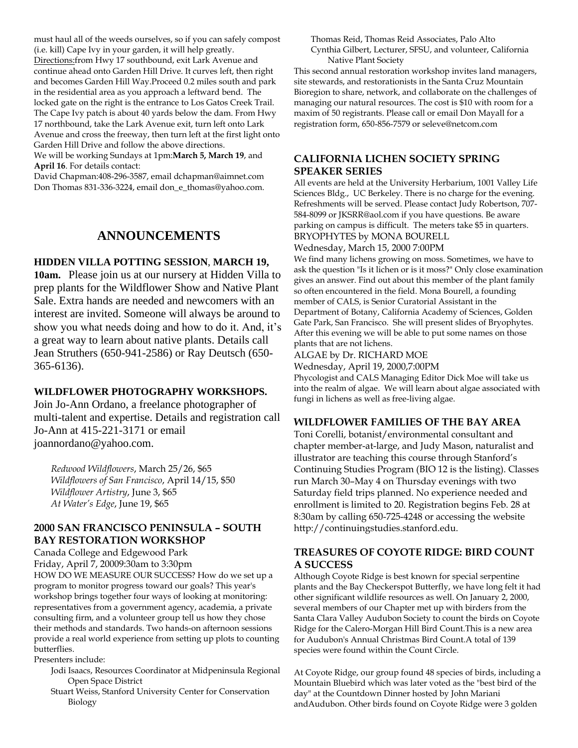must haul all of the weeds ourselves, so if you can safely compost (i.e. kill) Cape Ivy in your garden, it will help greatly.

Directions:from Hwy 17 southbound, exit Lark Avenue and continue ahead onto Garden Hill Drive. It curves left, then right and becomes Garden Hill Way.Proceed 0.2 miles south and park in the residential area as you approach a leftward bend. The locked gate on the right is the entrance to Los Gatos Creek Trail. The Cape Ivy patch is about 40 yards below the dam. From Hwy 17 northbound, take the Lark Avenue exit, turn left onto Lark Avenue and cross the freeway, then turn left at the first light onto Garden Hill Drive and follow the above directions.

We will be working Sundays at 1pm:**March 5, March 19**, and **April 16**. For details contact:

David Chapman:408-296-3587, email dchapman@aimnet.com
Don Thomas 831-336-3224, email don_e_thomas@yahoo.com.

## ANNOUNCEMENTS

### HIDDEN VILLA POTTING SESSION, MARCH 19, 10am.

Please join us at our nursery at Hidden Villa to prep plants for the Wildflower Show and Native Plant Sale. Extra hands are needed and newcomers with an interest are invited. Someone will always be around to show you what needs doing and how to do it. And, it's a great way to learn about native plants. Details call Jean Struthers (650-941-2586) or Ray Deutsch (650-365-6136).

### WILDFLOWER PHOTOGRAPHY WORKSHOPS.

Join Jo-Ann Ordano, a freelance photographer of multi-talent and expertise. Details and registration call Jo-Ann at 415-221-3171 or email joannordano@yahoo.com.

*Redwood Wildflowers*, March 25/26, $65
*Wildflowers of San Francisco*, April 14/15, $50
*Wildflower Artistry*, June 3, $65
*At Water's Edge*, June 19, $65

### 2000 SAN FRANCISCO PENINSULA – SOUTH BAY RESTORATION WORKSHOP

Canada College and Edgewood Park
Friday, April 7, 20009:30am to 3:30pm

HOW DO WE MEASURE OUR SUCCESS? How do we set up a program to monitor progress toward our goals? This year's workshop brings together four ways of looking at monitoring: representatives from a government agency, academia, a private consulting firm, and a volunteer group tell us how they chose their methods and standards. Two hands-on afternoon sessions provide a real world experience from setting up plots to counting butterflies.

Presenters include:

- Jodi Isaacs, Resources Coordinator at Midpeninsula Regional Open Space District
- Stuart Weiss, Stanford University Center for Conservation Biology
- Thomas Reid, Thomas Reid Associates, Palo Alto
- Cynthia Gilbert, Lecturer, SFSU, and volunteer, California Native Plant Society

This second annual restoration workshop invites land managers, site stewards, and restorationists in the Santa Cruz Mountain Bioregion to share, network, and collaborate on the challenges of managing our natural resources. The cost is $10 with room for a maxim of 50 registrants. Please call or email Don Mayall for a registration form, 650-856-7579 or seleve@netcom.com

### CALIFORNIA LICHEN SOCIETY SPRING SPEAKER SERIES

All events are held at the University Herbarium, 1001 Valley Life Sciences Bldg., UC Berkeley. There is no charge for the evening. Refreshments will be served. Please contact Judy Robertson, 707-584-8099 or JKSRR@aol.com if you have questions. Be aware parking on campus is difficult. The meters take $5 in quarters.

BRYOPHYTES by MONA BOURELL
Wednesday, March 15, 2000 7:00PM

We find many lichens growing on moss. Sometimes, we have to ask the question "Is it lichen or is it moss?" Only close examination gives an answer. Find out about this member of the plant family so often encountered in the field. Mona Bourell, a founding member of CALS, is Senior Curatorial Assistant in the Department of Botany, California Academy of Sciences, Golden Gate Park, San Francisco. She will present slides of Bryophytes. After this evening we will be able to put some names on those plants that are not lichens.

ALGAE by Dr. RICHARD MOE
Wednesday, April 19, 2000,7:00PM

Phycologist and CALS Managing Editor Dick Moe will take us into the realm of algae. We will learn about algae associated with fungi in lichens as well as free-living algae.

### WILDFLOWER FAMILIES OF THE BAY AREA

Toni Corelli, botanist/environmental consultant and chapter member-at-large, and Judy Mason, naturalist and illustrator are teaching this course through Stanford's Continuing Studies Program (BIO 12 is the listing). Classes run March 30–May 4 on Thursday evenings with two Saturday field trips planned. No experience needed and enrollment is limited to 20. Registration begins Feb. 28 at 8:30am by calling 650-725-4248 or accessing the website http://continuingstudies.stanford.edu.

### TREASURES OF COYOTE RIDGE: BIRD COUNT A SUCCESS

Although Coyote Ridge is best known for special serpentine plants and the Bay Checkerspot Butterfly, we have long felt it had other significant wildlife resources as well. On January 2, 2000, several members of our Chapter met up with birders from the Santa Clara Valley Audubon Society to count the birds on Coyote Ridge for the Calero-Morgan Hill Bird Count.This is a new area for Audubon's Annual Christmas Bird Count.A total of 139 species were found within the Count Circle.

At Coyote Ridge, our group found 48 species of birds, including a Mountain Bluebird which was later voted as the "best bird of the day" at the Countdown Dinner hosted by John Mariani andAudubon. Other birds found on Coyote Ridge were 3 golden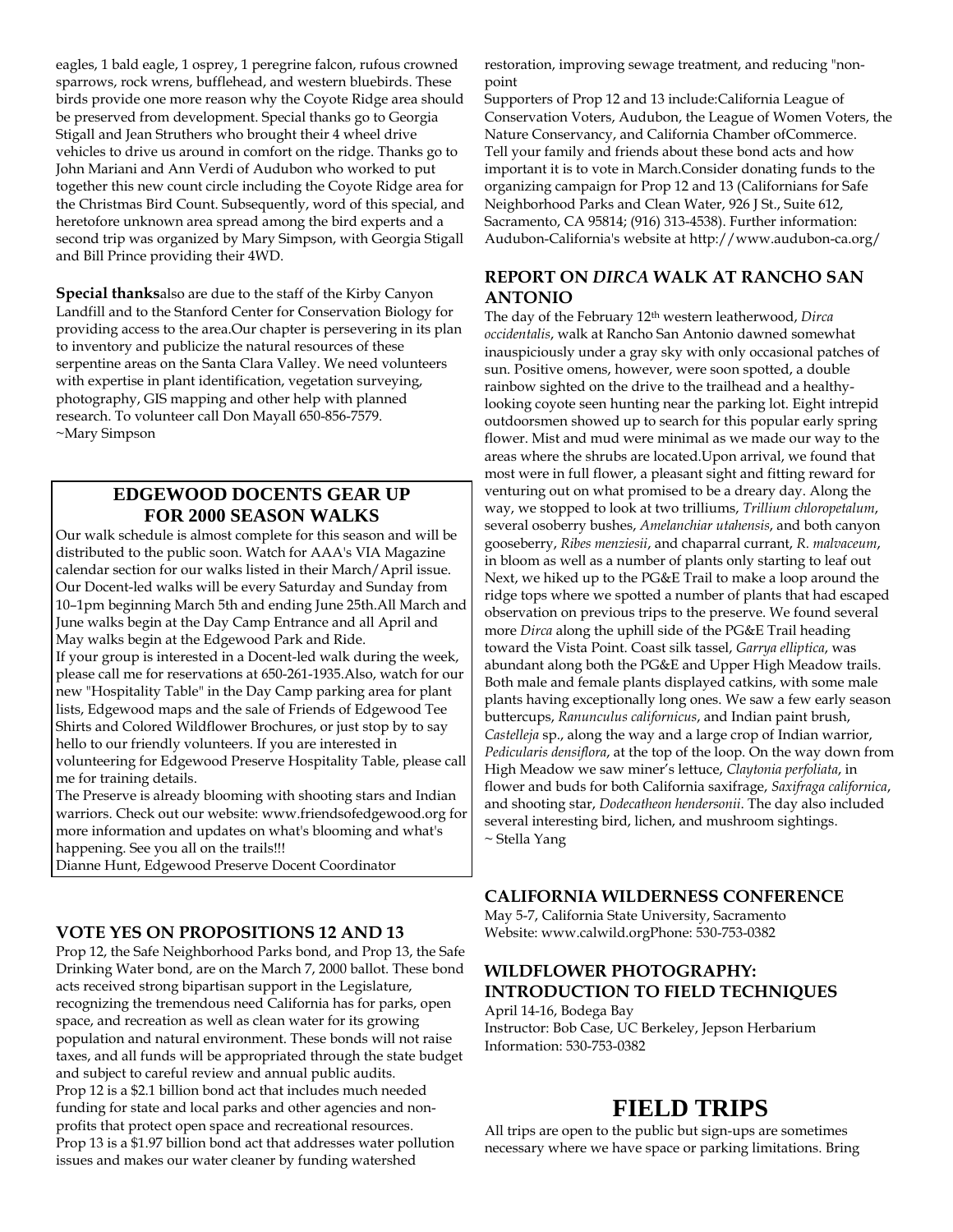eagles, 1 bald eagle, 1 osprey, 1 peregrine falcon, rufous crowned sparrows, rock wrens, bufflehead, and western bluebirds. These birds provide one more reason why the Coyote Ridge area should be preserved from development. Special thanks go to Georgia Stigall and Jean Struthers who brought their 4 wheel drive vehicles to drive us around in comfort on the ridge. Thanks go to John Mariani and Ann Verdi of Audubon who worked to put together this new count circle including the Coyote Ridge area for the Christmas Bird Count. Subsequently, word of this special, and heretofore unknown area spread among the bird experts and a second trip was organized by Mary Simpson, with Georgia Stigall and Bill Prince providing their 4WD.

**Special thanks**also are due to the staff of the Kirby Canyon Landfill and to the Stanford Center for Conservation Biology for providing access to the area.Our chapter is persevering in its plan to inventory and publicize the natural resources of these serpentine areas on the Santa Clara Valley. We need volunteers with expertise in plant identification, vegetation surveying, photography, GIS mapping and other help with planned research. To volunteer call Don Mayall 650-856-7579.
~Mary Simpson

## EDGEWOOD DOCENTS GEAR UP FOR 2000 SEASON WALKS

Our walk schedule is almost complete for this season and will be distributed to the public soon. Watch for AAA's VIA Magazine calendar section for our walks listed in their March/April issue. Our Docent-led walks will be every Saturday and Sunday from 10–1pm beginning March 5th and ending June 25th.All March and June walks begin at the Day Camp Entrance and all April and May walks begin at the Edgewood Park and Ride.
If your group is interested in a Docent-led walk during the week, please call me for reservations at 650-261-1935.Also, watch for our new "Hospitality Table" in the Day Camp parking area for plant lists, Edgewood maps and the sale of Friends of Edgewood Tee Shirts and Colored Wildflower Brochures, or just stop by to say hello to our friendly volunteers. If you are interested in volunteering for Edgewood Preserve Hospitality Table, please call me for training details.
The Preserve is already blooming with shooting stars and Indian warriors. Check out our website: www.friendsofedgewood.org for more information and updates on what's blooming and what's happening. See you all on the trails!!!
Dianne Hunt, Edgewood Preserve Docent Coordinator

### VOTE YES ON PROPOSITIONS 12 AND 13

Prop 12, the Safe Neighborhood Parks bond, and Prop 13, the Safe Drinking Water bond, are on the March 7, 2000 ballot. These bond acts received strong bipartisan support in the Legislature, recognizing the tremendous need California has for parks, open space, and recreation as well as clean water for its growing population and natural environment. These bonds will not raise taxes, and all funds will be appropriated through the state budget and subject to careful review and annual public audits.
Prop 12 is a $2.1 billion bond act that includes much needed funding for state and local parks and other agencies and non-profits that protect open space and recreational resources.
Prop 13 is a $1.97 billion bond act that addresses water pollution issues and makes our water cleaner by funding watershed restoration, improving sewage treatment, and reducing "non-point
Supporters of Prop 12 and 13 include:California League of Conservation Voters, Audubon, the League of Women Voters, the Nature Conservancy, and California Chamber ofCommerce.
Tell your family and friends about these bond acts and how important it is to vote in March.Consider donating funds to the organizing campaign for Prop 12 and 13 (Californians for Safe Neighborhood Parks and Clean Water, 926 J St., Suite 612, Sacramento, CA 95814; (916) 313-4538). Further information: Audubon-California's website at http://www.audubon-ca.org/

### REPORT ON *DIRCA* WALK AT RANCHO SAN ANTONIO

The day of the February 12th western leatherwood, *Dirca occidentalis*, walk at Rancho San Antonio dawned somewhat inauspiciously under a gray sky with only occasional patches of sun. Positive omens, however, were soon spotted, a double rainbow sighted on the drive to the trailhead and a healthy-looking coyote seen hunting near the parking lot. Eight intrepid outdoorsmen showed up to search for this popular early spring flower. Mist and mud were minimal as we made our way to the areas where the shrubs are located.Upon arrival, we found that most were in full flower, a pleasant sight and fitting reward for venturing out on what promised to be a dreary day. Along the way, we stopped to look at two trilliums, *Trillium chloropetalum*, several osoberry bushes, *Amelanchiar utahensis*, and both canyon gooseberry, *Ribes menziesii*, and chaparral currant, *R. malvaceum*, in bloom as well as a number of plants only starting to leaf out Next, we hiked up to the PG&E Trail to make a loop around the ridge tops where we spotted a number of plants that had escaped observation on previous trips to the preserve. We found several more *Dirca* along the uphill side of the PG&E Trail heading toward the Vista Point. Coast silk tassel, *Garrya elliptica*, was abundant along both the PG&E and Upper High Meadow trails. Both male and female plants displayed catkins, with some male plants having exceptionally long ones. We saw a few early season buttercups, *Ranunculus californicus*, and Indian paint brush, *Castelleja* sp., along the way and a large crop of Indian warrior, *Pedicularis densiflora*, at the top of the loop. On the way down from High Meadow we saw miner's lettuce, *Claytonia perfoliata*, in flower and buds for both California saxifrage, *Saxifraga californica*, and shooting star, *Dodecatheon hendersonii*. The day also included several interesting bird, lichen, and mushroom sightings.
~ Stella Yang

### CALIFORNIA WILDERNESS CONFERENCE

May 5-7, California State University, Sacramento
Website: www.calwild.orgPhone: 530-753-0382

### WILDFLOWER PHOTOGRAPHY: INTRODUCTION TO FIELD TECHNIQUES

April 14-16, Bodega Bay
Instructor: Bob Case, UC Berkeley, Jepson Herbarium
Information: 530-753-0382

# FIELD TRIPS

All trips are open to the public but sign-ups are sometimes necessary where we have space or parking limitations. Bring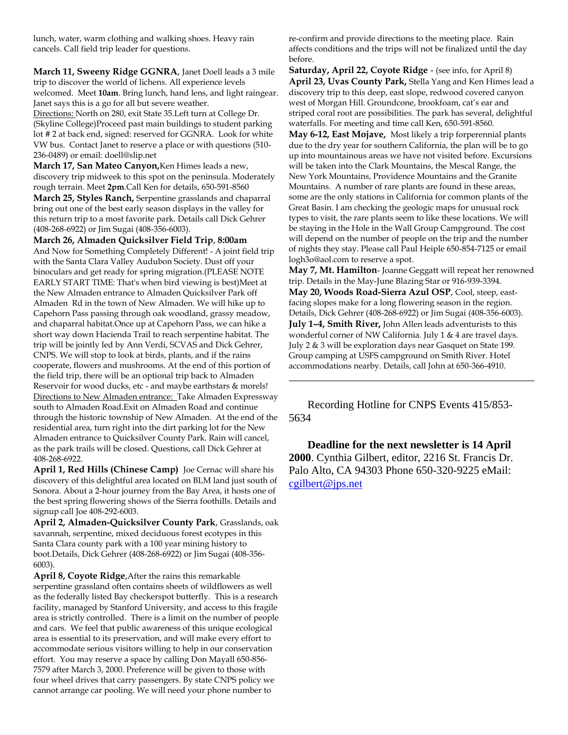lunch, water, warm clothing and walking shoes. Heavy rain cancels. Call field trip leader for questions.

**March 11, Sweeny Ridge GGNRA,** Janet Doell leads a 3 mile trip to discover the world of lichens. All experience levels welcomed. Meet **10am**. Bring lunch, hand lens, and light raingear. Janet says this is a go for all but severe weather.
Directions: North on 280, exit State 35.Left turn at College Dr. (Skyline College)Proceed past main buildings to student parking lot # 2 at back end, signed: reserved for GGNRA. Look for white VW bus. Contact Janet to reserve a place or with questions (510-236-0489) or email: doell@slip.net

**March 17, San Mateo Canyon,**Ken Himes leads a new, discovery trip midweek to this spot on the peninsula. Moderately rough terrain. Meet **2pm**.Call Ken for details, 650-591-8560

**March 25, Styles Ranch,** Serpentine grasslands and chaparral bring out one of the best early season displays in the valley for this return trip to a most favorite park. Details call Dick Gehrer (408-268-6922) or Jim Sugai (408-356-6003).

**March 26, Almaden Quicksilver Field Trip**, **8:00am**
And Now for Something Completely Different! - A joint field trip with the Santa Clara Valley Audubon Society. Dust off your binoculars and get ready for spring migration.(PLEASE NOTE EARLY START TIME: That's when bird viewing is best)Meet at the New Almaden entrance to Almaden Quicksilver Park off Almaden Rd in the town of New Almaden. We will hike up to Capehorn Pass passing through oak woodland, grassy meadow, and chaparral habitat.Once up at Capehorn Pass, we can hike a short way down Hacienda Trail to reach serpentine habitat. The trip will be jointly led by Ann Verdi, SCVAS and Dick Gehrer, CNPS. We will stop to look at birds, plants, and if the rains cooperate, flowers and mushrooms. At the end of this portion of the field trip, there will be an optional trip back to Almaden Reservoir for wood ducks, etc - and maybe earthstars & morels!
Directions to New Almaden entrance: Take Almaden Expressway south to Almaden Road.Exit on Almaden Road and continue through the historic township of New Almaden. At the end of the residential area, turn right into the dirt parking lot for the New Almaden entrance to Quicksilver County Park. Rain will cancel, as the park trails will be closed. Questions, call Dick Gehrer at 408-268-6922.

**April 1, Red Hills (Chinese Camp)** Joe Cernac will share his discovery of this delightful area located on BLM land just south of Sonora. About a 2-hour journey from the Bay Area, it hosts one of the best spring flowering shows of the Sierra foothills. Details and signup call Joe 408-292-6003.

**April 2, Almaden-Quicksilver County Park**, Grasslands, oak savannah, serpentine, mixed deciduous forest ecotypes in this Santa Clara county park with a 100 year mining history to boot.Details, Dick Gehrer (408-268-6922) or Jim Sugai (408-356-6003).

**April 8, Coyote Ridge**,After the rains this remarkable serpentine grassland often contains sheets of wildflowers as well as the federally listed Bay checkerspot butterfly. This is a research facility, managed by Stanford University, and access to this fragile area is strictly controlled. There is a limit on the number of people and cars. We feel that public awareness of this unique ecological area is essential to its preservation, and will make every effort to accommodate serious visitors willing to help in our conservation effort. You may reserve a space by calling Don Mayall 650-856-7579 after March 3, 2000. Preference will be given to those with four wheel drives that carry passengers. By state CNPS policy we cannot arrange car pooling. We will need your phone number to re-confirm and provide directions to the meeting place. Rain affects conditions and the trips will not be finalized until the day before.

**Saturday, April 22, Coyote Ridge** - (see info, for April 8)

**April 23, Uvas County Park,** Stella Yang and Ken Himes lead a discovery trip to this deep, east slope, redwood covered canyon west of Morgan Hill. Groundcone, brookfoam, cat's ear and striped coral root are possibilities. The park has several, delightful waterfalls. For meeting and time call Ken, 650-591-8560.

**May 6-12, East Mojave,** Most likely a trip forperennial plants due to the dry year for southern California, the plan will be to go up into mountainous areas we have not visited before. Excursions will be taken into the Clark Mountains, the Mescal Range, the New York Mountains, Providence Mountains and the Granite Mountains. A number of rare plants are found in these areas, some are the only stations in California for common plants of the Great Basin. I am checking the geologic maps for unusual rock types to visit, the rare plants seem to like these locations. We will be staying in the Hole in the Wall Group Campground. The cost will depend on the number of people on the trip and the number of nights they stay. Please call Paul Heiple 650-854-7125 or email logh3o@aol.com to reserve a spot.

**May 7, Mt. Hamilton**- Joanne Geggatt will repeat her renowned trip. Details in the May-June Blazing Star or 916-939-3394.

**May 20, Woods Road-Sierra Azul OSP**, Cool, steep, east-facing slopes make for a long flowering season in the region. Details, Dick Gehrer (408-268-6922) or Jim Sugai (408-356-6003).

**July 1–4, Smith River,** John Allen leads adventurists to this wonderful corner of NW California. July 1 & 4 are travel days. July 2 & 3 will be exploration days near Gasquet on State 199. Group camping at USFS campground on Smith River. Hotel accommodations nearby. Details, call John at 650-366-4910.

---

Recording Hotline for CNPS Events 415/853-5634

**Deadline for the next newsletter is 14 April 2000**. Cynthia Gilbert, editor, 2216 St. Francis Dr. Palo Alto, CA 94303 Phone 650-320-9225 eMail: cgilbert@jps.net